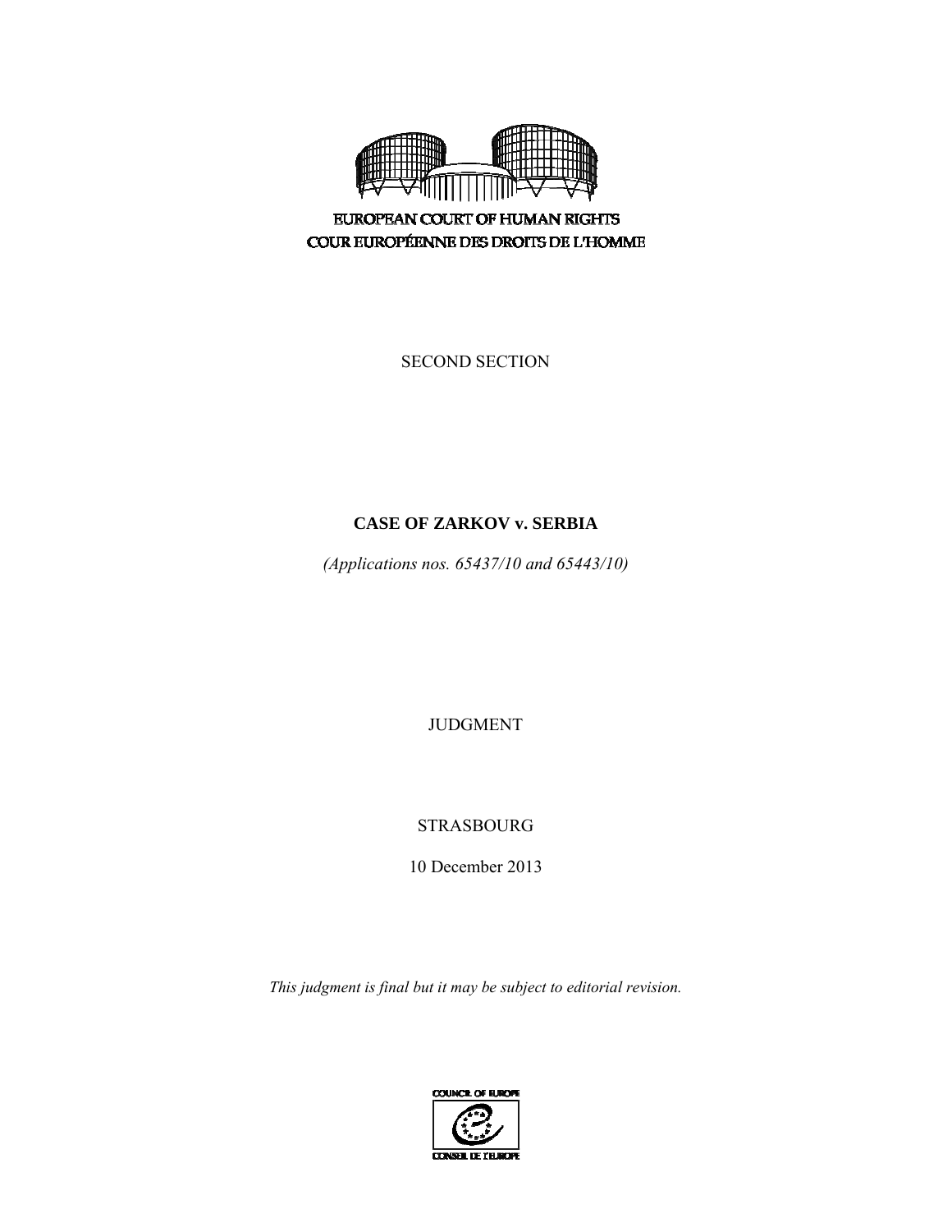EUROPEAN COURT OF HUMAN RIGHTS

COUR EUROPÉENNE DES DROITS DE L'HOMME

SECOND SECTION

# CASE OF ZARKOV v. SERBIA

*(Applications nos. 65437/10 and 65443/10)*

JUDGMENT

STRASBOURG

10 December 2013

*This judgment is final but it may be subject to editorial revision.*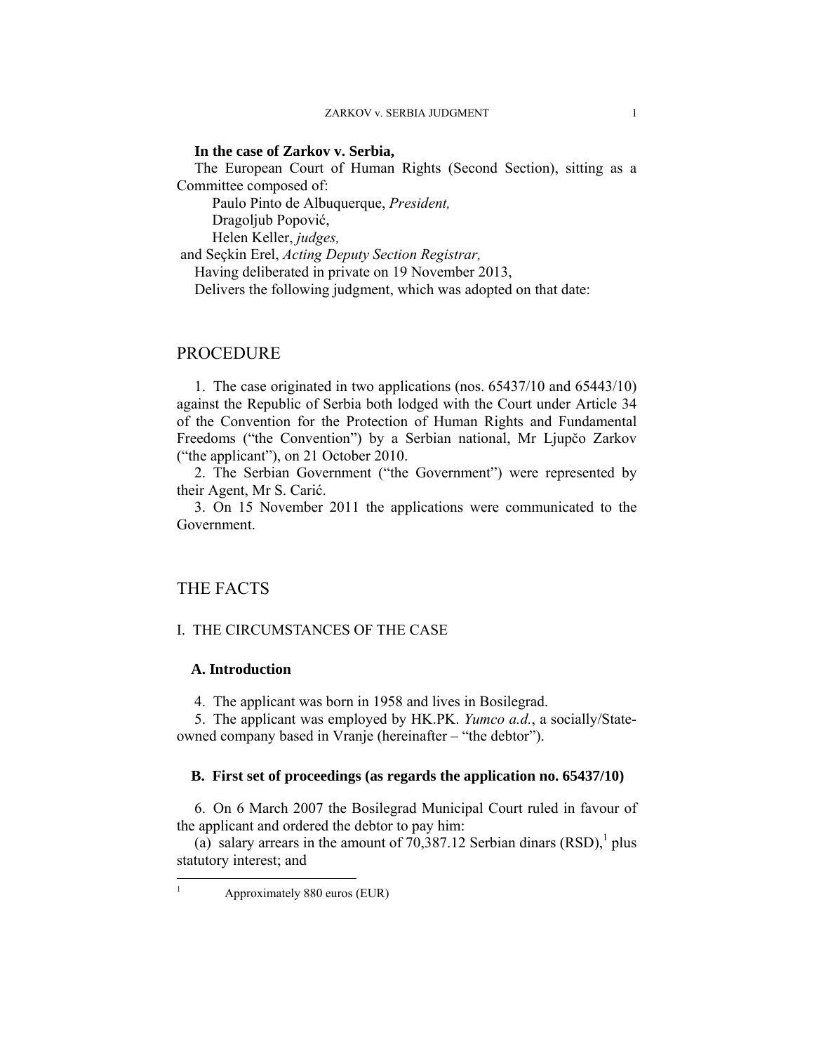**In the case of Zarkov v. Serbia,**

The European Court of Human Rights (Second Section), sitting as a Committee composed of:

Paulo Pinto de Albuquerque, *President,*
Dragoljub Popović,
Helen Keller, *judges,*
and Seçkin Erel, *Acting Deputy Section Registrar,*

Having deliberated in private on 19 November 2013,

Delivers the following judgment, which was adopted on that date:

# PROCEDURE

1. The case originated in two applications (nos. 65437/10 and 65443/10) against the Republic of Serbia both lodged with the Court under Article 34 of the Convention for the Protection of Human Rights and Fundamental Freedoms ("the Convention") by a Serbian national, Mr Ljupčo Zarkov ("the applicant"), on 21 October 2010.

2. The Serbian Government ("the Government") were represented by their Agent, Mr S. Carić.

3. On 15 November 2011 the applications were communicated to the Government.

# THE FACTS

## I. THE CIRCUMSTANCES OF THE CASE

### A. Introduction

4. The applicant was born in 1958 and lives in Bosilegrad.

5. The applicant was employed by HK.PK. *Yumco a.d.*, a socially/State-owned company based in Vranje (hereinafter – "the debtor").

### B. First set of proceedings (as regards the application no. 65437/10)

6. On 6 March 2007 the Bosilegrad Municipal Court ruled in favour of the applicant and ordered the debtor to pay him:

(a) salary arrears in the amount of 70,387.12 Serbian dinars (RSD),[1] plus statutory interest; and

[1] Approximately 880 euros (EUR)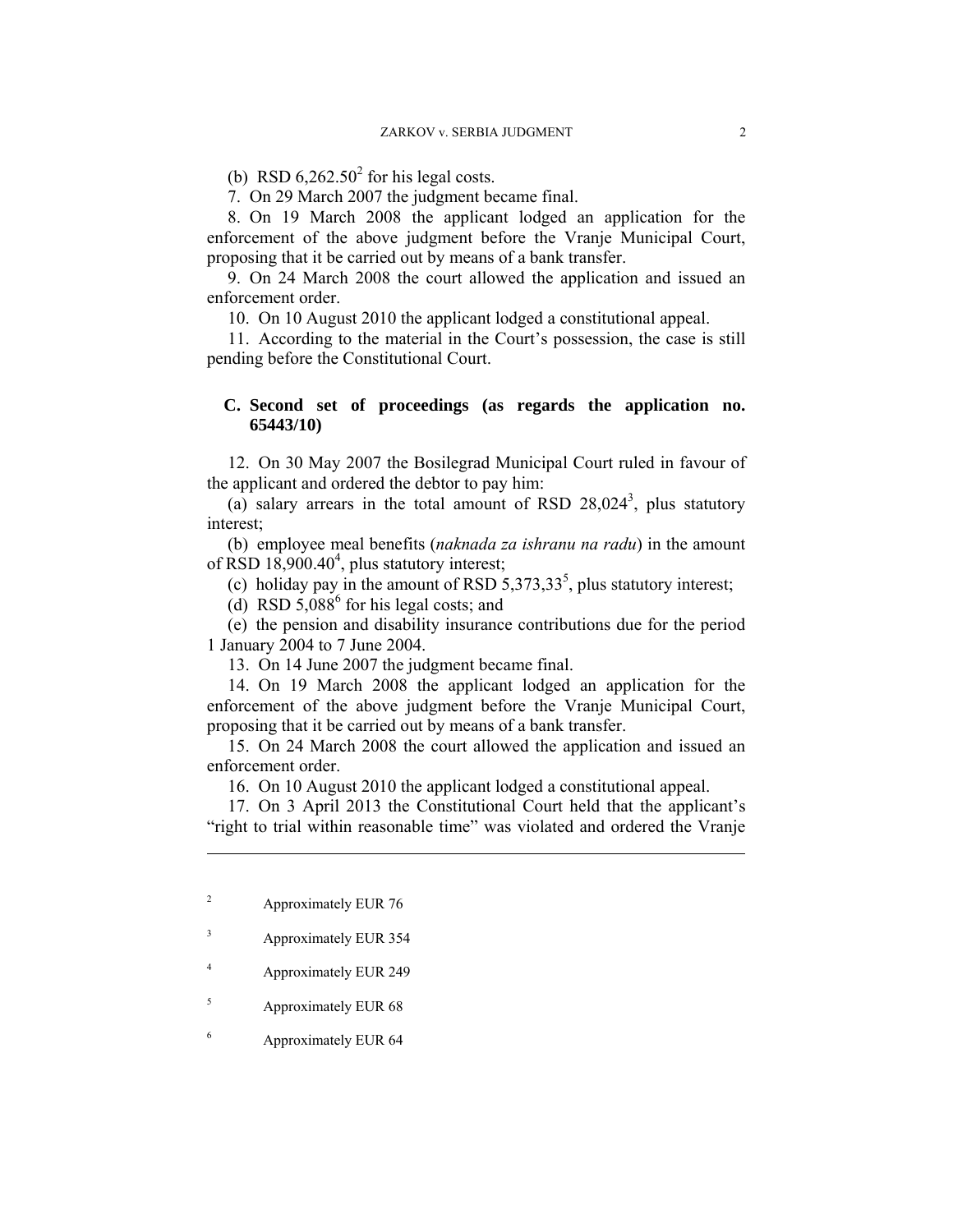(b) RSD 6,262.50[2] for his legal costs.

7. On 29 March 2007 the judgment became final.

8. On 19 March 2008 the applicant lodged an application for the enforcement of the above judgment before the Vranje Municipal Court, proposing that it be carried out by means of a bank transfer.

9. On 24 March 2008 the court allowed the application and issued an enforcement order.

10. On 10 August 2010 the applicant lodged a constitutional appeal.

11. According to the material in the Court's possession, the case is still pending before the Constitutional Court.

### C. Second set of proceedings (as regards the application no. 65443/10)

12. On 30 May 2007 the Bosilegrad Municipal Court ruled in favour of the applicant and ordered the debtor to pay him:

(a) salary arrears in the total amount of RSD 28,024[3], plus statutory interest;

(b) employee meal benefits (*naknada za ishranu na radu*) in the amount of RSD 18,900.40[4], plus statutory interest;

(c) holiday pay in the amount of RSD 5,373,33[5], plus statutory interest;

(d) RSD 5,088[6] for his legal costs; and

(e) the pension and disability insurance contributions due for the period 1 January 2004 to 7 June 2004.

13. On 14 June 2007 the judgment became final.

14. On 19 March 2008 the applicant lodged an application for the enforcement of the above judgment before the Vranje Municipal Court, proposing that it be carried out by means of a bank transfer.

15. On 24 March 2008 the court allowed the application and issued an enforcement order.

16. On 10 August 2010 the applicant lodged a constitutional appeal.

17. On 3 April 2013 the Constitutional Court held that the applicant's "right to trial within reasonable time" was violated and ordered the Vranje

---

[2] Approximately EUR 76

[3] Approximately EUR 354

[4] Approximately EUR 249

[5] Approximately EUR 68

[6] Approximately EUR 64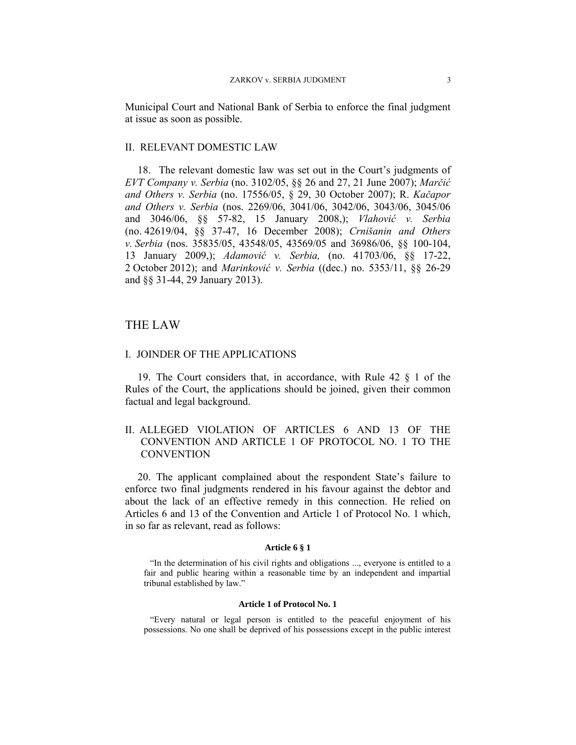Municipal Court and National Bank of Serbia to enforce the final judgment at issue as soon as possible.

## II. RELEVANT DOMESTIC LAW

18. The relevant domestic law was set out in the Court's judgments of *EVT Company v. Serbia* (no. 3102/05, §§ 26 and 27, 21 June 2007); *Marčić and Others v. Serbia* (no. 17556/05, § 29, 30 October 2007); R. *Kačapor and Others v. Serbia* (nos. 2269/06, 3041/06, 3042/06, 3043/06, 3045/06 and 3046/06, §§ 57-82, 15 January 2008,); *Vlahović v. Serbia* (no. 42619/04, §§ 37-47, 16 December 2008); *Crnišanin and Others v. Serbia* (nos. 35835/05, 43548/05, 43569/05 and 36986/06, §§ 100-104, 13 January 2009,); *Adamović v. Serbia,* (no. 41703/06, §§ 17-22, 2 October 2012); and *Marinković v. Serbia* ((dec.) no. 5353/11, §§ 26-29 and §§ 31-44, 29 January 2013).

# THE LAW

## I. JOINDER OF THE APPLICATIONS

19. The Court considers that, in accordance, with Rule 42 § 1 of the Rules of the Court, the applications should be joined, given their common factual and legal background.

## II. ALLEGED VIOLATION OF ARTICLES 6 AND 13 OF THE CONVENTION AND ARTICLE 1 OF PROTOCOL NO. 1 TO THE CONVENTION

20. The applicant complained about the respondent State's failure to enforce two final judgments rendered in his favour against the debtor and about the lack of an effective remedy in this connection. He relied on Articles 6 and 13 of the Convention and Article 1 of Protocol No. 1 which, in so far as relevant, read as follows:

**Article 6 § 1**

"In the determination of his civil rights and obligations ..., everyone is entitled to a fair and public hearing within a reasonable time by an independent and impartial tribunal established by law."

**Article 1 of Protocol No. 1**

"Every natural or legal person is entitled to the peaceful enjoyment of his possessions. No one shall be deprived of his possessions except in the public interest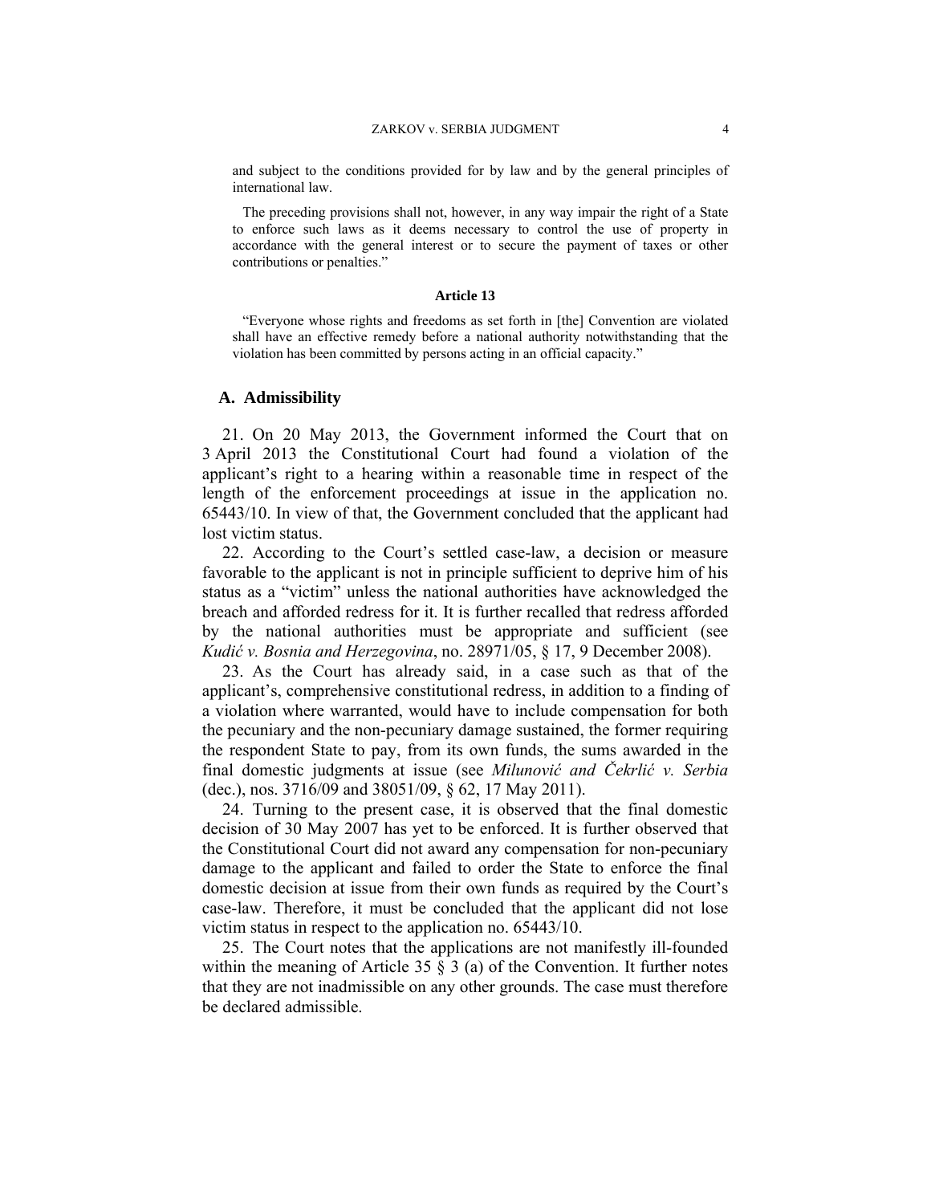and subject to the conditions provided for by law and by the general principles of international law.

The preceding provisions shall not, however, in any way impair the right of a State to enforce such laws as it deems necessary to control the use of property in accordance with the general interest or to secure the payment of taxes or other contributions or penalties."

**Article 13**

"Everyone whose rights and freedoms as set forth in [the] Convention are violated shall have an effective remedy before a national authority notwithstanding that the violation has been committed by persons acting in an official capacity."

## A. Admissibility

21. On 20 May 2013, the Government informed the Court that on 3 April 2013 the Constitutional Court had found a violation of the applicant's right to a hearing within a reasonable time in respect of the length of the enforcement proceedings at issue in the application no. 65443/10. In view of that, the Government concluded that the applicant had lost victim status.

22. According to the Court's settled case-law, a decision or measure favorable to the applicant is not in principle sufficient to deprive him of his status as a "victim" unless the national authorities have acknowledged the breach and afforded redress for it. It is further recalled that redress afforded by the national authorities must be appropriate and sufficient (see *Kudić v. Bosnia and Herzegovina*, no. 28971/05, § 17, 9 December 2008).

23. As the Court has already said, in a case such as that of the applicant's, comprehensive constitutional redress, in addition to a finding of a violation where warranted, would have to include compensation for both the pecuniary and the non-pecuniary damage sustained, the former requiring the respondent State to pay, from its own funds, the sums awarded in the final domestic judgments at issue (see *Milunović and Čekrlić v. Serbia* (dec.), nos. 3716/09 and 38051/09, § 62, 17 May 2011).

24. Turning to the present case, it is observed that the final domestic decision of 30 May 2007 has yet to be enforced. It is further observed that the Constitutional Court did not award any compensation for non-pecuniary damage to the applicant and failed to order the State to enforce the final domestic decision at issue from their own funds as required by the Court's case-law. Therefore, it must be concluded that the applicant did not lose victim status in respect to the application no. 65443/10.

25. The Court notes that the applications are not manifestly ill-founded within the meaning of Article 35 § 3 (a) of the Convention. It further notes that they are not inadmissible on any other grounds. The case must therefore be declared admissible.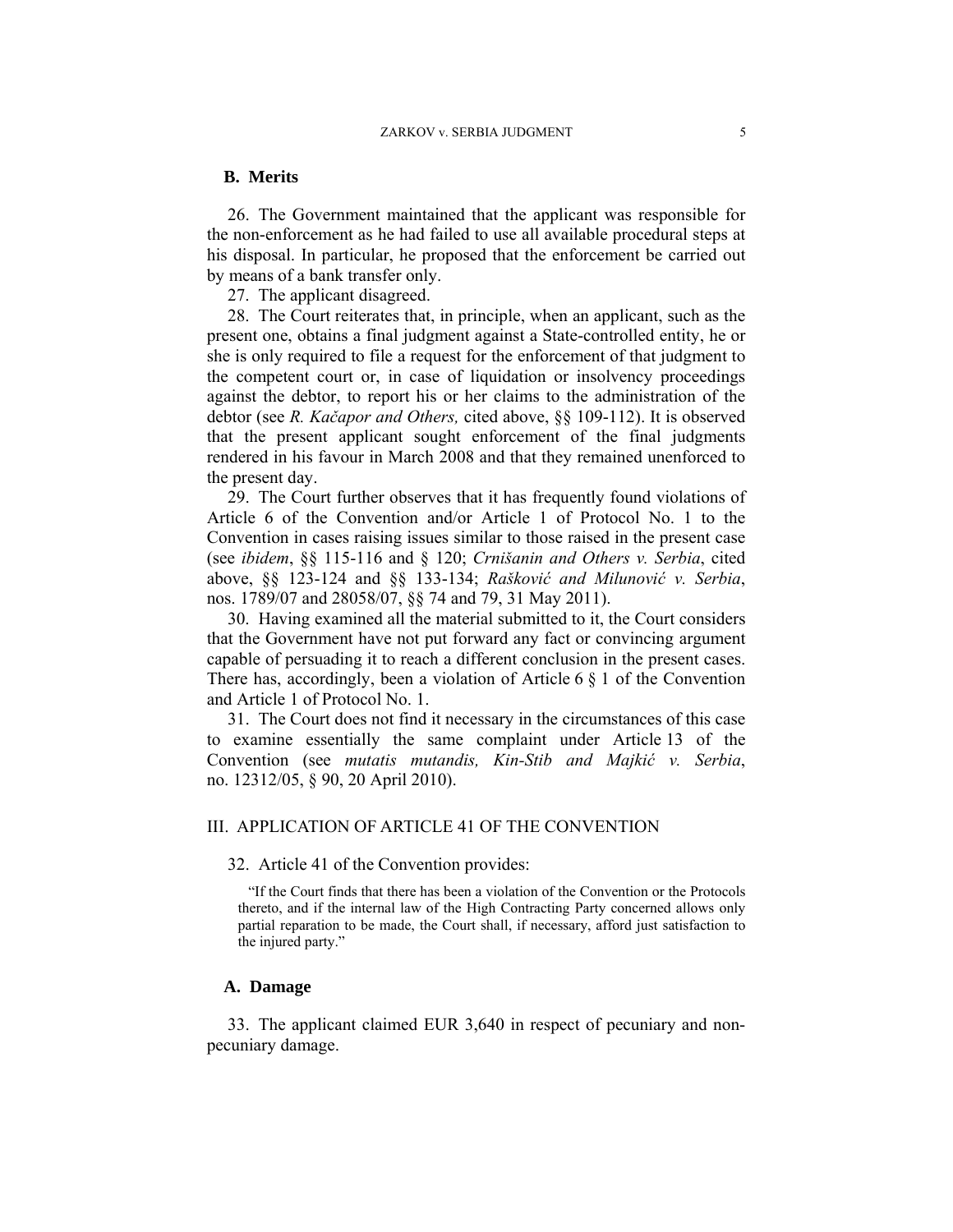## B. Merits

26. The Government maintained that the applicant was responsible for the non-enforcement as he had failed to use all available procedural steps at his disposal. In particular, he proposed that the enforcement be carried out by means of a bank transfer only.

27. The applicant disagreed.

28. The Court reiterates that, in principle, when an applicant, such as the present one, obtains a final judgment against a State-controlled entity, he or she is only required to file a request for the enforcement of that judgment to the competent court or, in case of liquidation or insolvency proceedings against the debtor, to report his or her claims to the administration of the debtor (see *R. Kačapor and Others,* cited above, §§ 109-112). It is observed that the present applicant sought enforcement of the final judgments rendered in his favour in March 2008 and that they remained unenforced to the present day.

29. The Court further observes that it has frequently found violations of Article 6 of the Convention and/or Article 1 of Protocol No. 1 to the Convention in cases raising issues similar to those raised in the present case (see *ibidem*, §§ 115-116 and § 120; *Crnišanin and Others v. Serbia*, cited above, §§ 123-124 and §§ 133-134; *Rašković and Milunović v. Serbia*, nos. 1789/07 and 28058/07, §§ 74 and 79, 31 May 2011).

30. Having examined all the material submitted to it, the Court considers that the Government have not put forward any fact or convincing argument capable of persuading it to reach a different conclusion in the present cases. There has, accordingly, been a violation of Article 6 § 1 of the Convention and Article 1 of Protocol No. 1.

31. The Court does not find it necessary in the circumstances of this case to examine essentially the same complaint under Article 13 of the Convention (see *mutatis mutandis, Kin-Stib and Majkić v. Serbia*, no. 12312/05, § 90, 20 April 2010).

# III. APPLICATION OF ARTICLE 41 OF THE CONVENTION

32. Article 41 of the Convention provides:

> "If the Court finds that there has been a violation of the Convention or the Protocols thereto, and if the internal law of the High Contracting Party concerned allows only partial reparation to be made, the Court shall, if necessary, afford just satisfaction to the injured party."

## A. Damage

33. The applicant claimed EUR 3,640 in respect of pecuniary and non-pecuniary damage.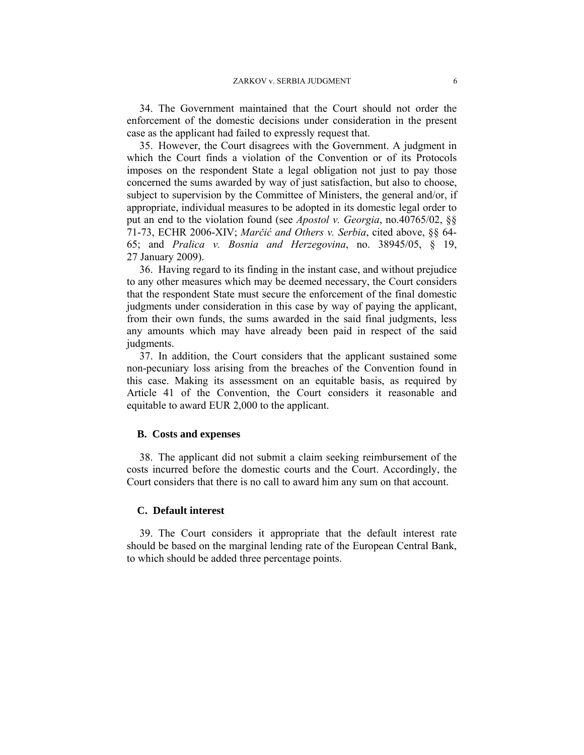34. The Government maintained that the Court should not order the enforcement of the domestic decisions under consideration in the present case as the applicant had failed to expressly request that.

35. However, the Court disagrees with the Government. A judgment in which the Court finds a violation of the Convention or of its Protocols imposes on the respondent State a legal obligation not just to pay those concerned the sums awarded by way of just satisfaction, but also to choose, subject to supervision by the Committee of Ministers, the general and/or, if appropriate, individual measures to be adopted in its domestic legal order to put an end to the violation found (see *Apostol v. Georgia*, no.40765/02, §§ 71-73, ECHR 2006-XIV; *Marčić and Others v. Serbia*, cited above, §§ 64-65; and *Pralica v. Bosnia and Herzegovina*, no. 38945/05, § 19, 27 January 2009).

36. Having regard to its finding in the instant case, and without prejudice to any other measures which may be deemed necessary, the Court considers that the respondent State must secure the enforcement of the final domestic judgments under consideration in this case by way of paying the applicant, from their own funds, the sums awarded in the said final judgments, less any amounts which may have already been paid in respect of the said judgments.

37. In addition, the Court considers that the applicant sustained some non-pecuniary loss arising from the breaches of the Convention found in this case. Making its assessment on an equitable basis, as required by Article 41 of the Convention, the Court considers it reasonable and equitable to award EUR 2,000 to the applicant.

### B. Costs and expenses

38. The applicant did not submit a claim seeking reimbursement of the costs incurred before the domestic courts and the Court. Accordingly, the Court considers that there is no call to award him any sum on that account.

### C. Default interest

39. The Court considers it appropriate that the default interest rate should be based on the marginal lending rate of the European Central Bank, to which should be added three percentage points.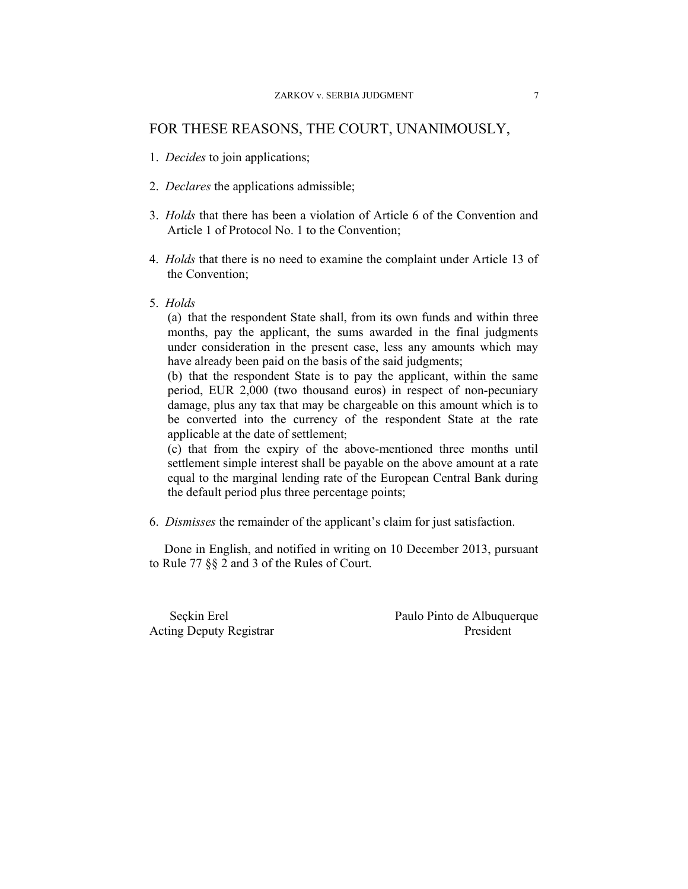## FOR THESE REASONS, THE COURT, UNANIMOUSLY,

1. *Decides* to join applications;

2. *Declares* the applications admissible;

3. *Holds* that there has been a violation of Article 6 of the Convention and Article 1 of Protocol No. 1 to the Convention;

4. *Holds* that there is no need to examine the complaint under Article 13 of the Convention;

5. *Holds*

   (a) that the respondent State shall, from its own funds and within three months, pay the applicant, the sums awarded in the final judgments under consideration in the present case, less any amounts which may have already been paid on the basis of the said judgments;

   (b) that the respondent State is to pay the applicant, within the same period, EUR 2,000 (two thousand euros) in respect of non-pecuniary damage, plus any tax that may be chargeable on this amount which is to be converted into the currency of the respondent State at the rate applicable at the date of settlement;

   (c) that from the expiry of the above-mentioned three months until settlement simple interest shall be payable on the above amount at a rate equal to the marginal lending rate of the European Central Bank during the default period plus three percentage points;

6. *Dismisses* the remainder of the applicant's claim for just satisfaction.

Done in English, and notified in writing on 10 December 2013, pursuant to Rule 77 §§ 2 and 3 of the Rules of Court.

| | |
|---|---|
| Seçkin Erel | Paulo Pinto de Albuquerque |
| Acting Deputy Registrar | President |